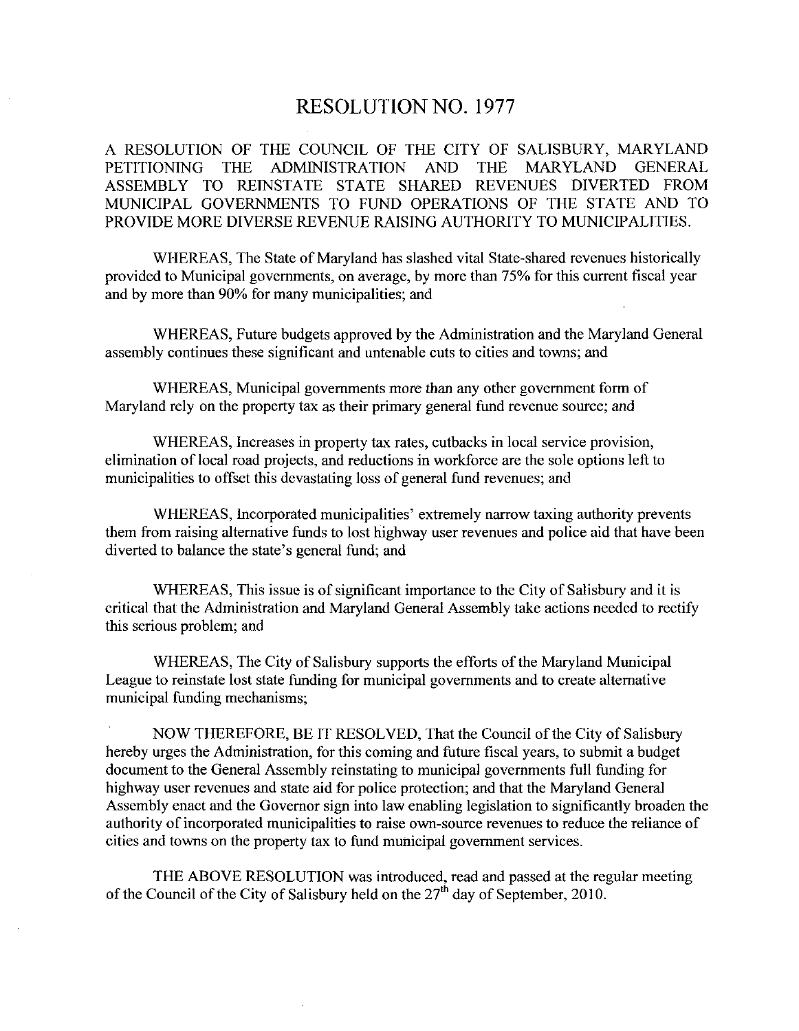# RESOLUTION NO. 1977

A RESOLUTION OF THE COUNCIL OF THE CITY OF SALISBURY, MARYLAND PETITIONING THE ADMINISTRATION AND THE MARYLAND GENERAL ASSEMBLY TO REINSTATE STATE SHARED REVENUES DIVERTED FROM MUNICIPAL GOVERNMENTS TO FUND OPERATIONS OF THE STATE AND TO PROVIDE MORE DIVERSE REVENUE RAISING AUTHORITY TO MUNICIPALITIES.

WHEREAS, The State of Maryland has slashed vital State-shared revenues historically provided to Municipal governments, on average, by more than 75% for this current fiscal year and by more than 90% for many municipalities; and

WHEREAS, Future budgets approved by the Administration and the Maryland General assembly continues these significant and untenable cuts to cities and towns; and

WHEREAS, Municipal governments more than any other government form of Maryland rely on the property tax as their primary general fund revenue source; and

WHEREAS, Increases in property tax rates, cutbacks in local service provision, elimination of local road projects, and reductions in workforce are the sole options left to municipalities to offset this devastating loss of general fund revenues; and

WHEREAS, Incorporated municipalities' extremely narrow taxing authority prevents them from raising alternative funds to lost highway user revenues and police aid that have been diverted to balance the state's general fund; and

WHEREAS, This issue is of significant importance to the City of Salisbury and it is critical that the Administration and Maryland General Assembly take actions needed to rectify this serious problem; and

WHEREAS, The City of Salisbury supports the efforts of the Maryland Municipal League to reinstate lost state funding for municipal governments and to create alternative municipal funding mechanisms;

NOW THEREFORE, BE IT RESOLVED, That the Council of the City of Salisbury hereby urges the Administration, for this coming and future fiscal years, to submit a budget document to the General Assembly reinstating to municipal governments full funding for highway user revenues and state aid for police protection; and that the Maryland General Assembly enact and the Governor sign into law enabling legislation to significantly broaden the authority of incorporated municipalities to raise own-source revenues to reduce the reliance of cities and towns on the property tax to fund municipal government services.

THE ABOVE RESOLUTION was introduced, read and passed at the regular meeting of the Council of the City of Salisbury held on the 27th day of September, 2010.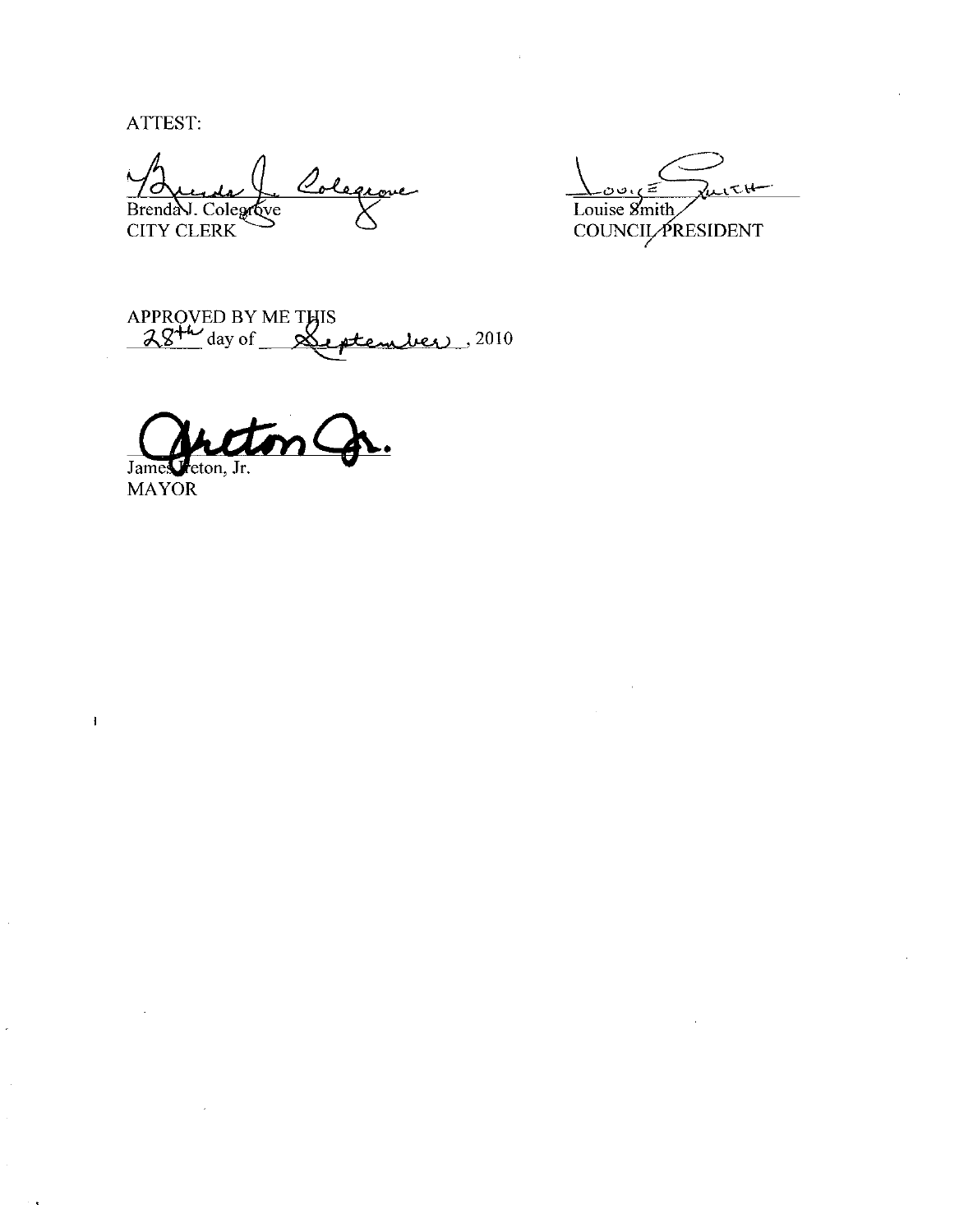ATTEST:

Brenda J. Colegrove
CITY CLERK

Louise Smith
COUNCIL PRESIDENT

APPROVED BY ME THIS
28th day of September, 2010

James Ireton, Jr.
MAYOR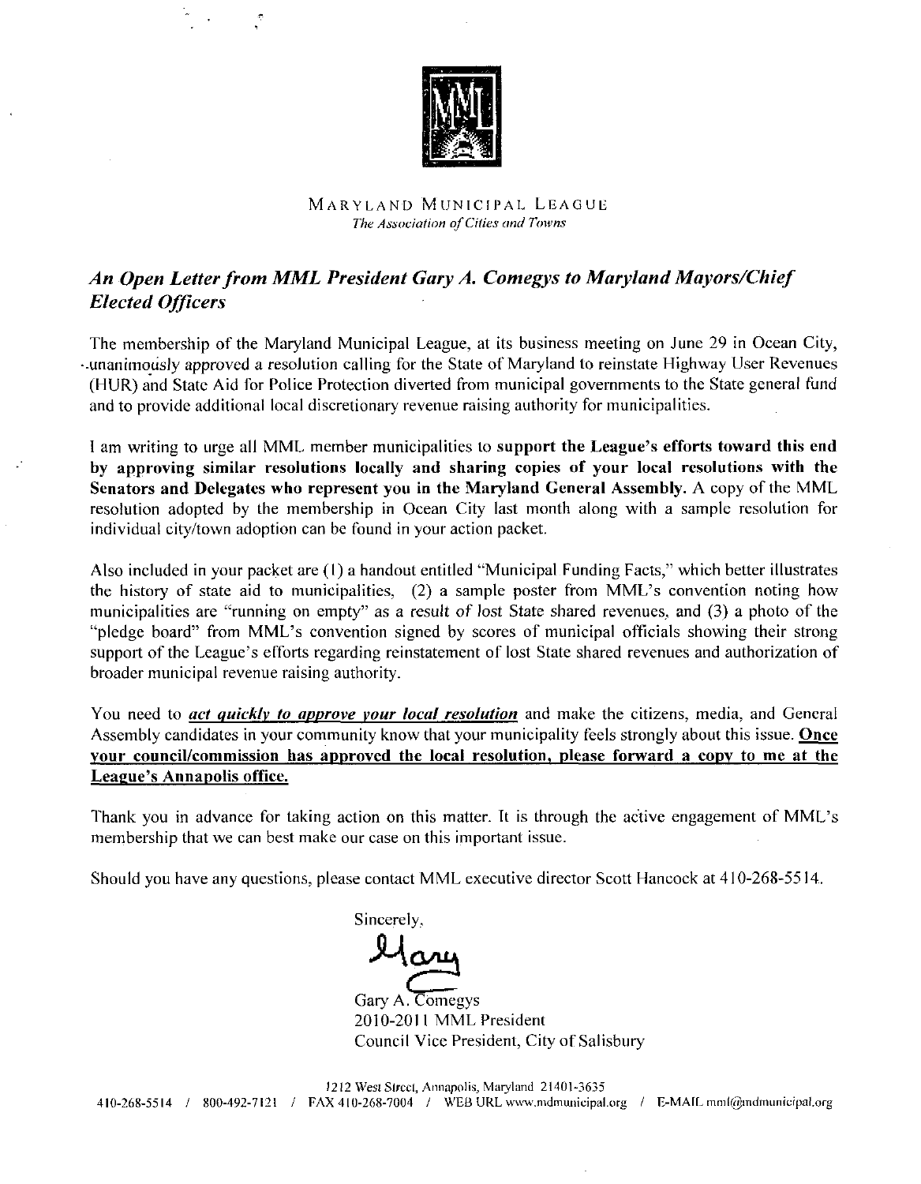MARYLAND MUNICIPAL LEAGUE

*The Association of Cities and Towns*

## *An Open Letter from MML President Gary A. Comegys to Maryland Mayors/Chief Elected Officers*

The membership of the Maryland Municipal League, at its business meeting on June 29 in Ocean City, unanimously approved a resolution calling for the State of Maryland to reinstate Highway User Revenues (HUR) and State Aid for Police Protection diverted from municipal governments to the State general fund and to provide additional local discretionary revenue raising authority for municipalities.

I am writing to urge all MML member municipalities to **support the League's efforts toward this end by approving similar resolutions locally and sharing copies of your local resolutions with the Senators and Delegates who represent you in the Maryland General Assembly.** A copy of the MML resolution adopted by the membership in Ocean City last month along with a sample resolution for individual city/town adoption can be found in your action packet.

Also included in your packet are (1) a handout entitled "Municipal Funding Facts," which better illustrates the history of state aid to municipalities, (2) a sample poster from MML's convention noting how municipalities are "running on empty" as a result of lost State shared revenues, and (3) a photo of the "pledge board" from MML's convention signed by scores of municipal officials showing their strong support of the League's efforts regarding reinstatement of lost State shared revenues and authorization of broader municipal revenue raising authority.

You need to ***act quickly to approve your local resolution*** and make the citizens, media, and General Assembly candidates in your community know that your municipality feels strongly about this issue. **Once your council/commission has approved the local resolution, please forward a copy to me at the League's Annapolis office.**

Thank you in advance for taking action on this matter. It is through the active engagement of MML's membership that we can best make our case on this important issue.

Should you have any questions, please contact MML executive director Scott Hancock at 410-268-5514.

Sincerely,

Gary

Gary A. Comegys
2010-2011 MML President
Council Vice President, City of Salisbury

1212 West Street, Annapolis, Maryland 21401-3635
410-268-5514 / 800-492-7121 / FAX 410-268-7004 / WEB URL www.mdmunicipal.org / E-MAIL mml@mdmunicipal.org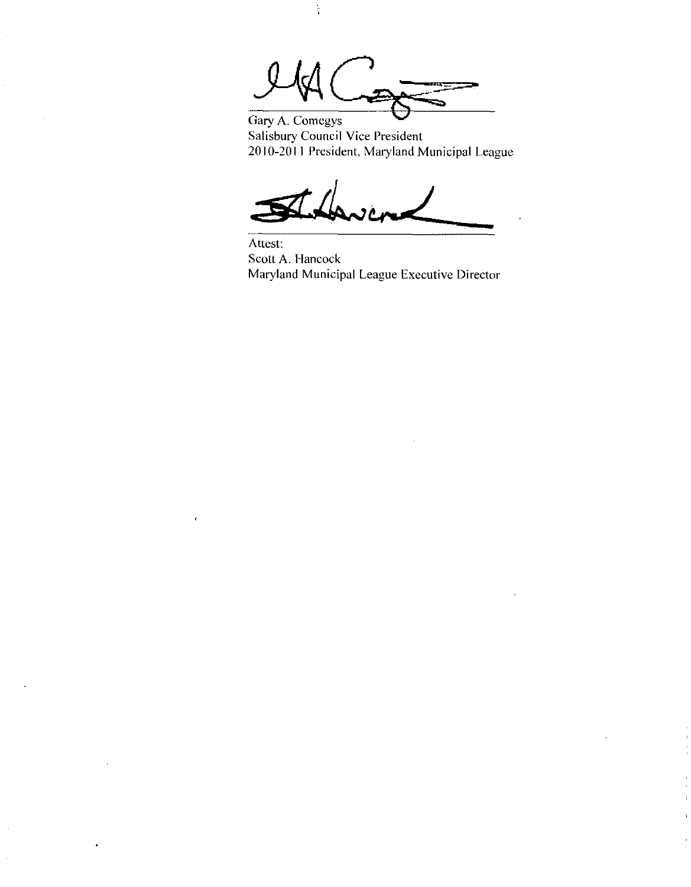Gary A. Comegys
Salisbury Council Vice President
2010-2011 President, Maryland Municipal League

Attest:
Scott A. Hancock
Maryland Municipal League Executive Director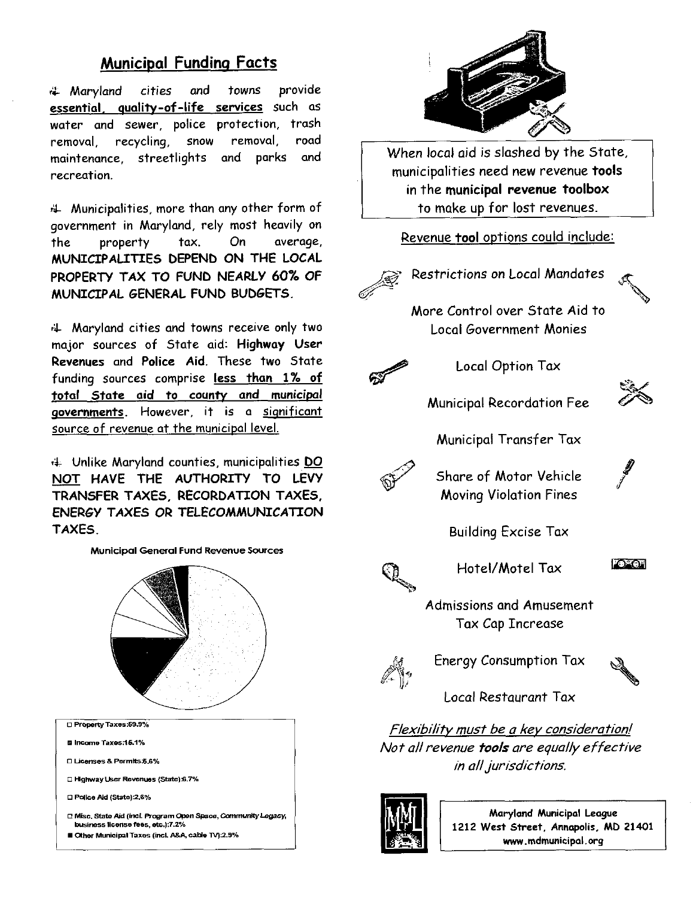## Municipal Funding Facts

- Maryland cities and towns provide <u>**essential, quality-of-life services**</u> such as water and sewer, police protection, trash removal, recycling, snow removal, road maintenance, streetlights and parks and recreation.

- Municipalities, more than any other form of government in Maryland, rely most heavily on the property tax. On average, **MUNICIPALITIES DEPEND ON THE LOCAL PROPERTY TAX TO FUND NEARLY 60% OF MUNICIPAL GENERAL FUND BUDGETS.**

- Maryland cities and towns receive only two major sources of State aid: **Highway User Revenues** and **Police Aid**. These two State funding sources comprise <u>**less than 1% of total State aid to county and municipal governments**</u>. However, it is a <u>significant source of revenue at the municipal level.</u>

- Unlike Maryland counties, municipalities **<u>DO NOT</u> HAVE THE AUTHORITY TO LEVY TRANSFER TAXES, RECORDATION TAXES, ENERGY TAXES OR TELECOMMUNICATION TAXES.**

**Municipal General Fund Revenue Sources**

- Property Taxes:59.9%
- Income Taxes:15.1%
- Licenses & Permits:6.6%
- Highway User Revenues (State):6.7%
- Police Aid (State):2.6%
- Misc. State Aid (incl. Program Open Space, Community Legacy, business license fees, etc.):7.2%
- Other Municipal Taxes (incl. A&A, cable TV):2.9%

When local aid is slashed by the State, municipalities need new revenue **tools** in the **municipal revenue toolbox** to make up for lost revenues.

<u>Revenue **tool** options could include:</u>

- Restrictions on Local Mandates
- More Control over State Aid to Local Government Monies
- Local Option Tax
- Municipal Recordation Fee
- Municipal Transfer Tax
- Share of Motor Vehicle Moving Violation Fines
- Building Excise Tax
- Hotel/Motel Tax
- Admissions and Amusement Tax Cap Increase
- Energy Consumption Tax
- Local Restaurant Tax

*<u>Flexibility must be a key consideration!</u>*
*Not all revenue **tools** are equally effective in all jurisdictions.*

**Maryland Municipal League**
**1212 West Street, Annapolis, MD 21401**
**www.mdmunicipal.org**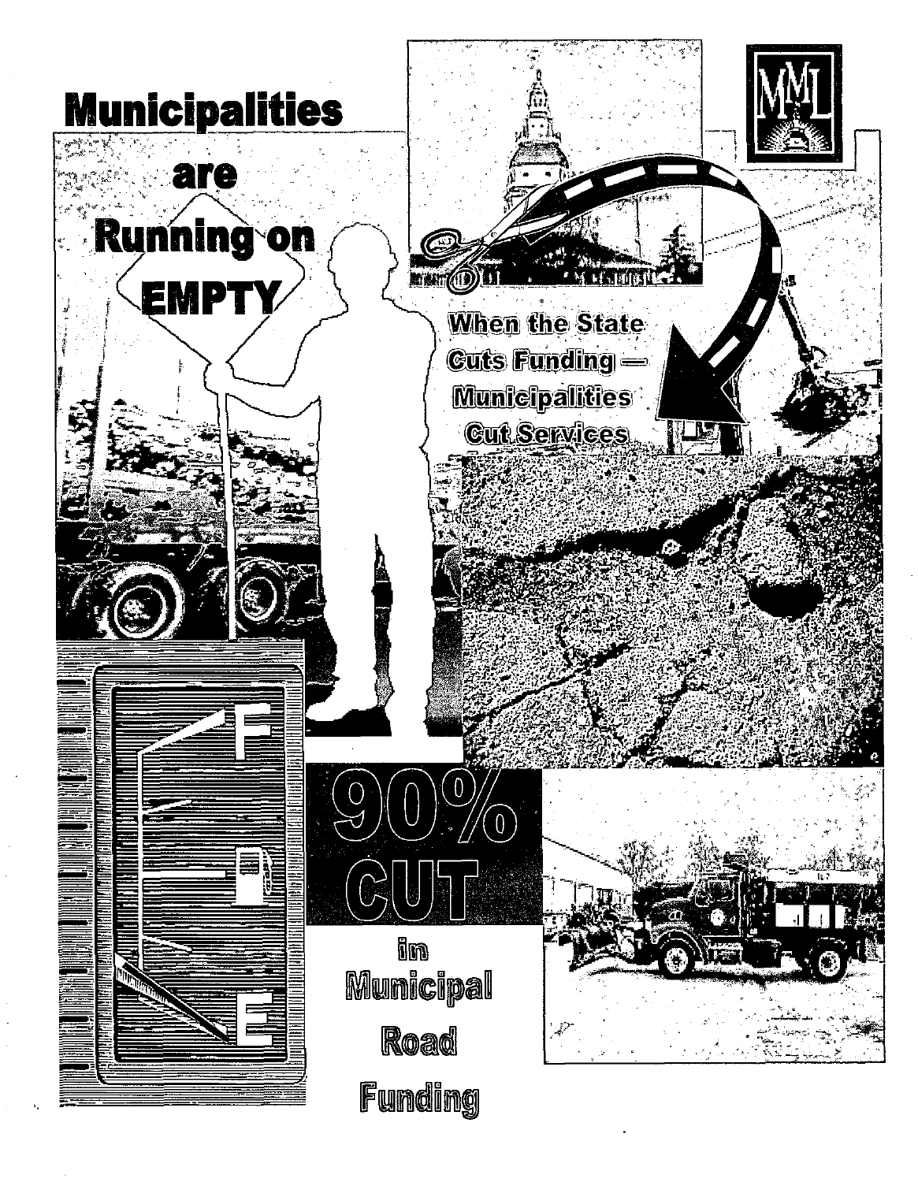# Municipalities are Running on EMPTY

MML

When the State Cuts Funding — Municipalities Cut Services

F

E

90% CUT

in Municipal Road Funding